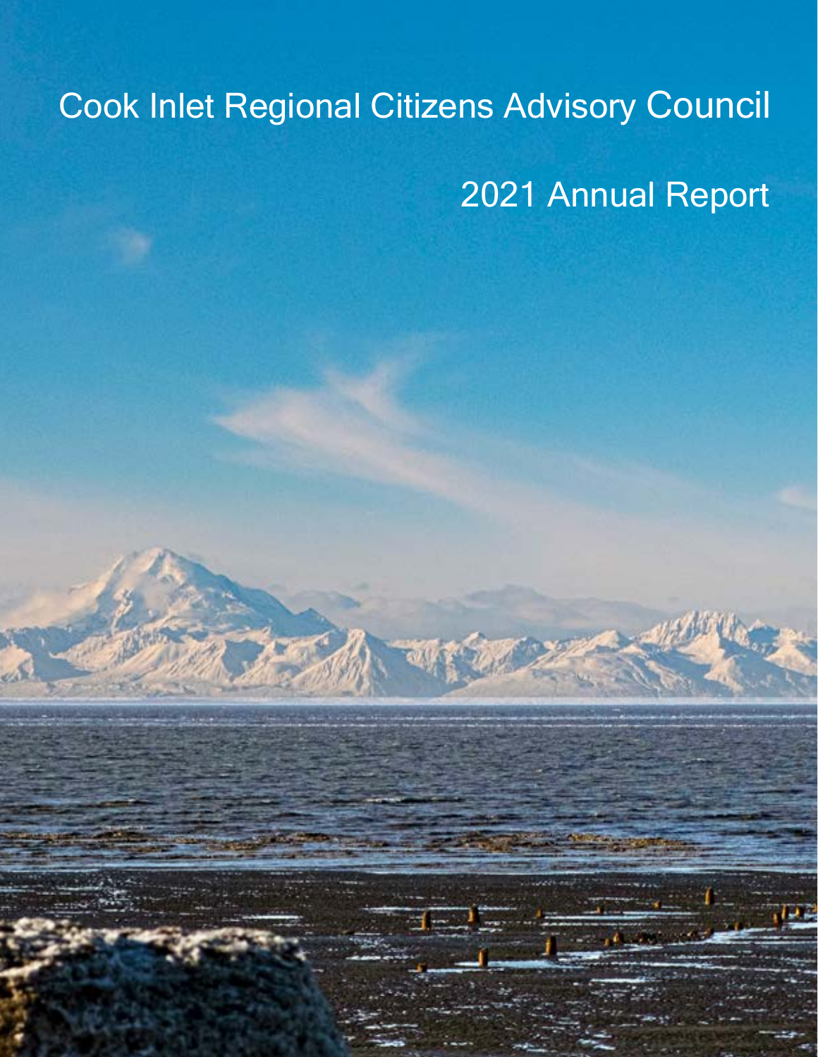# Cook Inlet Regional Citizens Advisory Council

## 2021 Annual Report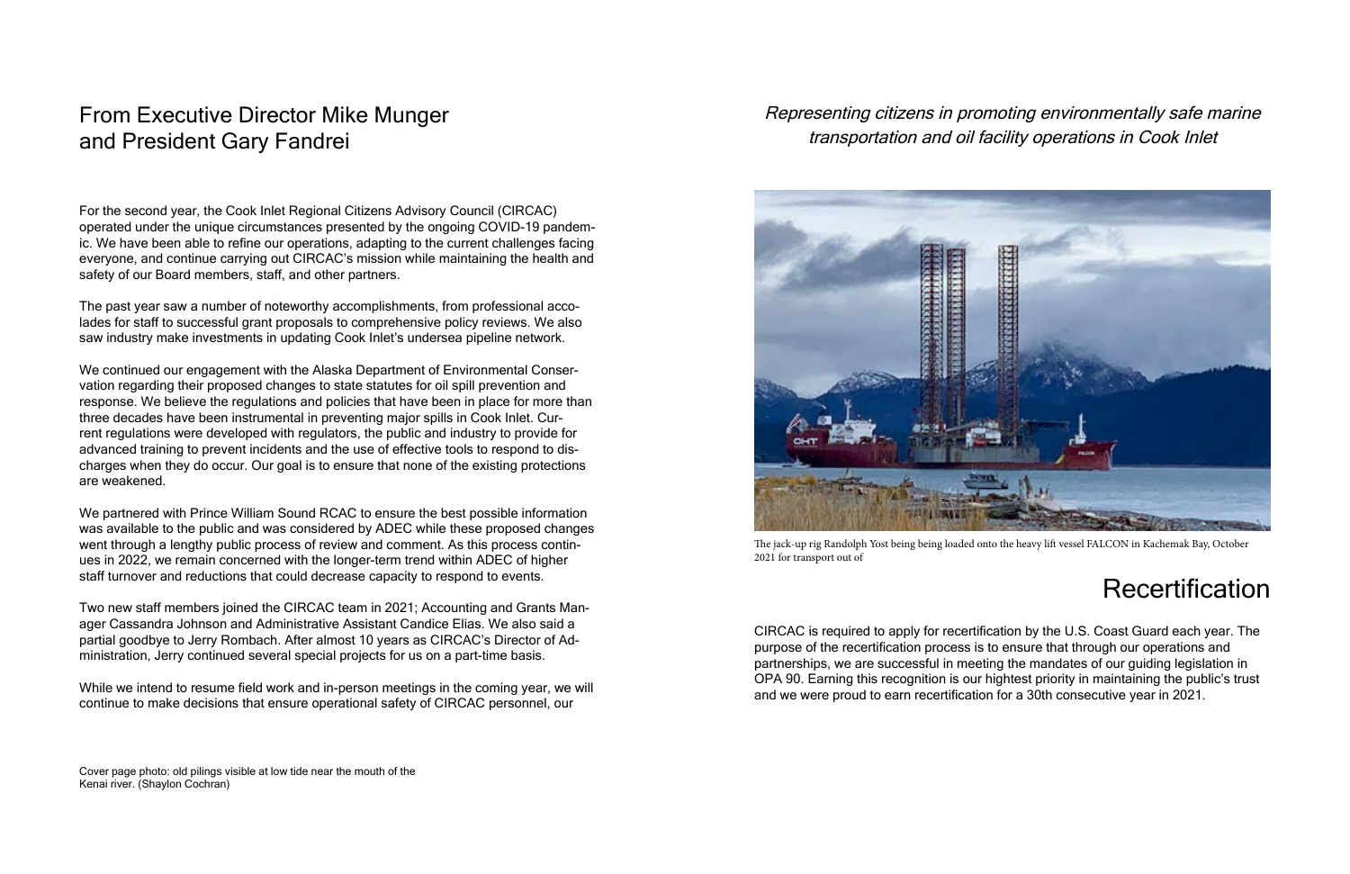## From Executive Director Mike Munger and President Gary Fandrei

For the second year, the Cook Inlet Regional Citizens Advisory Council (CIRCAC) operated under the unique circumstances presented by the ongoing COVID-19 pandemic. We have been able to refine our operations, adapting to the current challenges facing everyone, and continue carrying out CIRCAC's mission while maintaining the health and safety of our Board members, staff, and other partners.

The past year saw a number of noteworthy accomplishments, from professional accolades for staff to successful grant proposals to comprehensive policy reviews. We also saw industry make investments in updating Cook Inlet's undersea pipeline network.

We continued our engagement with the Alaska Department of Environmental Conservation regarding their proposed changes to state statutes for oil spill prevention and response. We believe the regulations and policies that have been in place for more than three decades have been instrumental in preventing major spills in Cook Inlet. Current regulations were developed with regulators, the public and industry to provide for advanced training to prevent incidents and the use of effective tools to respond to discharges when they do occur. Our goal is to ensure that none of the existing protections are weakened.

We partnered with Prince William Sound RCAC to ensure the best possible information was available to the public and was considered by ADEC while these proposed changes went through a lengthy public process of review and comment. As this process continues in 2022, we remain concerned with the longer-term trend within ADEC of higher staff turnover and reductions that could decrease capacity to respond to events.

Two new staff members joined the CIRCAC team in 2021; Accounting and Grants Manager Cassandra Johnson and Administrative Assistant Candice Elias. We also said a partial goodbye to Jerry Rombach. After almost 10 years as CIRCAC's Director of Administration, Jerry continued several special projects for us on a part-time basis.

While we intend to resume field work and in-person meetings in the coming year, we will continue to make decisions that ensure operational safety of CIRCAC personnel, our

Cover page photo: old pilings visible at low tide near the mouth of the Kenai river. (Shaylon Cochran)

*Representing citizens in promoting environmentally safe marine transportation and oil facility operations in Cook Inlet*

The jack-up rig Randolph Yost being being loaded onto the heavy lift vessel FALCON in Kachemak Bay, October 2021 for transport out of

# Recertification

CIRCAC is required to apply for recertification by the U.S. Coast Guard each year. The purpose of the recertification process is to ensure that through our operations and partnerships, we are successful in meeting the mandates of our guiding legislation in OPA 90. Earning this recognition is our hightest priority in maintaining the public's trust and we were proud to earn recertification for a 30th consecutive year in 2021.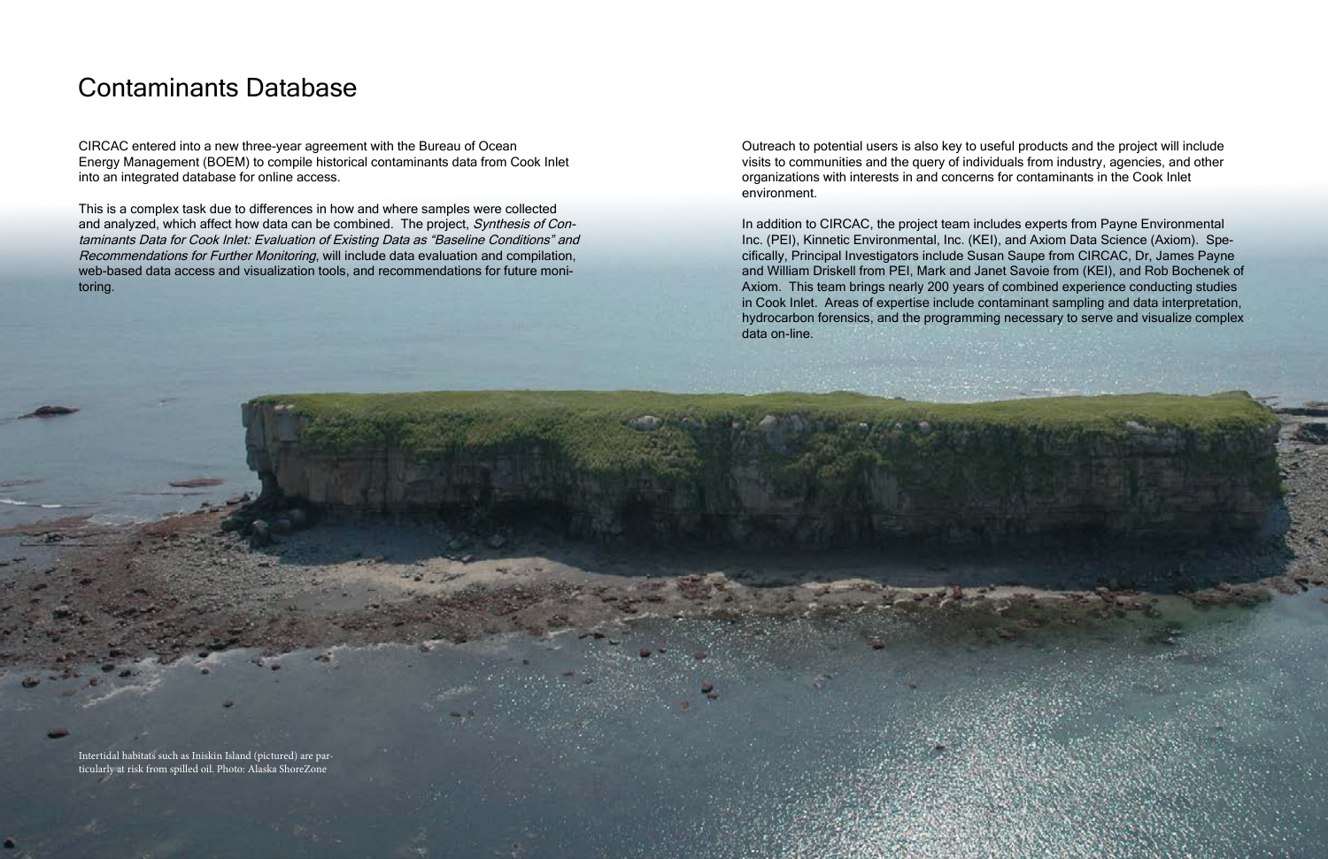# Contaminants Database

CIRCAC entered into a new three-year agreement with the Bureau of Ocean Energy Management (BOEM) to compile historical contaminants data from Cook Inlet into an integrated database for online access.

This is a complex task due to differences in how and where samples were collected and analyzed, which affect how data can be combined. The project, *Synthesis of Contaminants Data for Cook Inlet: Evaluation of Existing Data as "Baseline Conditions" and Recommendations for Further Monitoring*, will include data evaluation and compilation, web-based data access and visualization tools, and recommendations for future monitoring.

Outreach to potential users is also key to useful products and the project will include visits to communities and the query of individuals from industry, agencies, and other organizations with interests in and concerns for contaminants in the Cook Inlet environment.

In addition to CIRCAC, the project team includes experts from Payne Environmental Inc. (PEI), Kinnetic Environmental, Inc. (KEI), and Axiom Data Science (Axiom). Specifically, Principal Investigators include Susan Saupe from CIRCAC, Dr, James Payne and William Driskell from PEI, Mark and Janet Savoie from (KEI), and Rob Bochenek of Axiom. This team brings nearly 200 years of combined experience conducting studies in Cook Inlet. Areas of expertise include contaminant sampling and data interpretation, hydrocarbon forensics, and the programming necessary to serve and visualize complex data on-line.

Intertidal habitats such as Iniskin Island (pictured) are particularly at risk from spilled oil. Photo: Alaska ShoreZone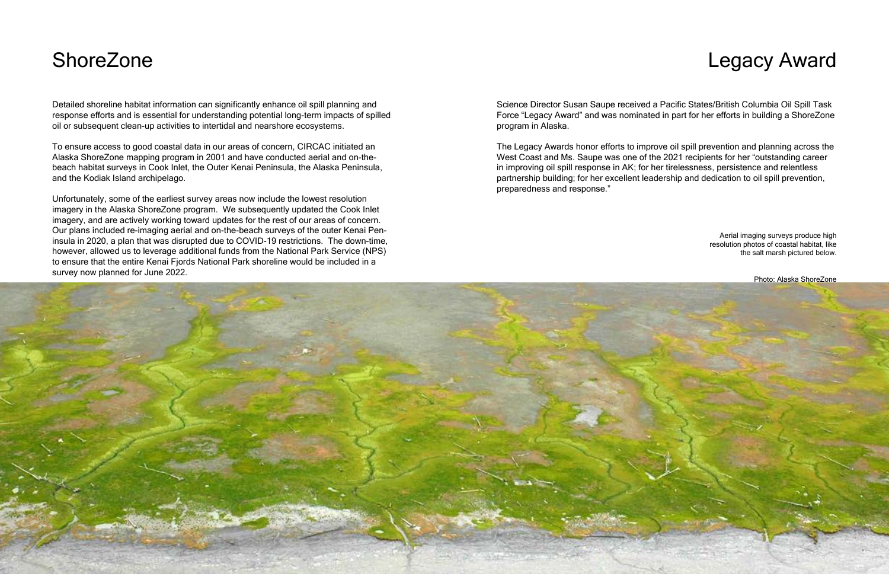# ShoreZone

Detailed shoreline habitat information can significantly enhance oil spill planning and response efforts and is essential for understanding potential long-term impacts of spilled oil or subsequent clean-up activities to intertidal and nearshore ecosystems.

To ensure access to good coastal data in our areas of concern, CIRCAC initiated an Alaska ShoreZone mapping program in 2001 and have conducted aerial and on-the-beach habitat surveys in Cook Inlet, the Outer Kenai Peninsula, the Alaska Peninsula, and the Kodiak Island archipelago.

Unfortunately, some of the earliest survey areas now include the lowest resolution imagery in the Alaska ShoreZone program. We subsequently updated the Cook Inlet imagery, and are actively working toward updates for the rest of our areas of concern. Our plans included re-imaging aerial and on-the-beach surveys of the outer Kenai Peninsula in 2020, a plan that was disrupted due to COVID-19 restrictions. The down-time, however, allowed us to leverage additional funds from the National Park Service (NPS) to ensure that the entire Kenai Fjords National Park shoreline would be included in a survey now planned for June 2022.

# Legacy Award

Science Director Susan Saupe received a Pacific States/British Columbia Oil Spill Task Force "Legacy Award" and was nominated in part for her efforts in building a ShoreZone program in Alaska.

The Legacy Awards honor efforts to improve oil spill prevention and planning across the West Coast and Ms. Saupe was one of the 2021 recipients for her "outstanding career in improving oil spill response in AK; for her tirelessness, persistence and relentless partnership building; for her excellent leadership and dedication to oil spill prevention, preparedness and response."

Aerial imaging surveys produce high resolution photos of coastal habitat, like the salt marsh pictured below.

Photo: Alaska ShoreZone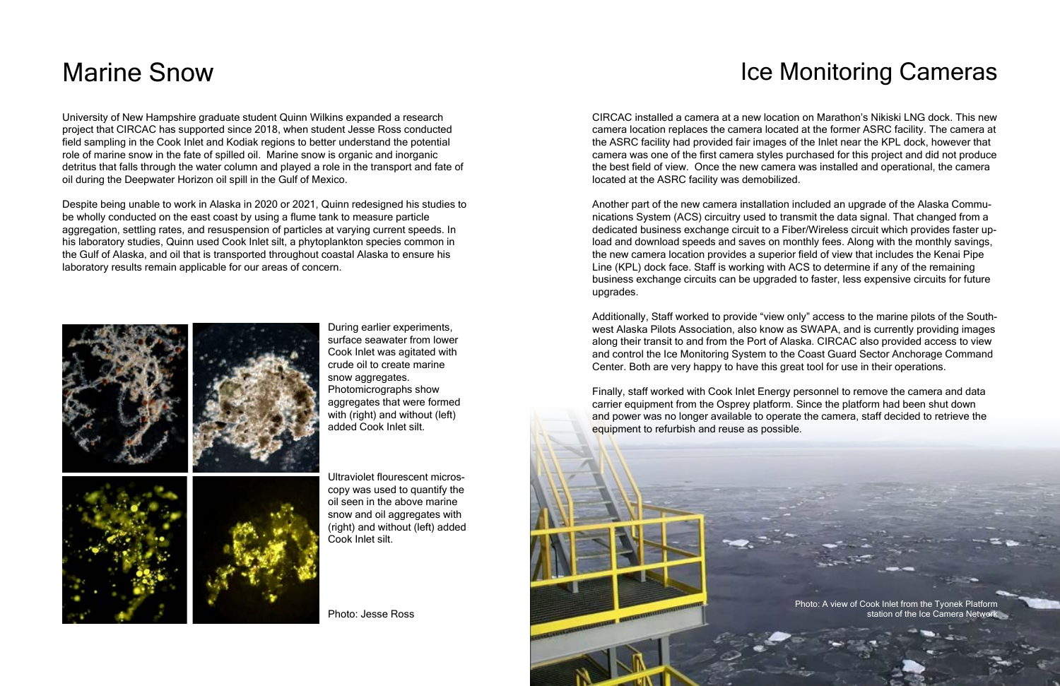# Marine Snow

University of New Hampshire graduate student Quinn Wilkins expanded a research project that CIRCAC has supported since 2018, when student Jesse Ross conducted field sampling in the Cook Inlet and Kodiak regions to better understand the potential role of marine snow in the fate of spilled oil. Marine snow is organic and inorganic detritus that falls through the water column and played a role in the transport and fate of oil during the Deepwater Horizon oil spill in the Gulf of Mexico.

Despite being unable to work in Alaska in 2020 or 2021, Quinn redesigned his studies to be wholly conducted on the east coast by using a flume tank to measure particle aggregation, settling rates, and resuspension of particles at varying current speeds. In his laboratory studies, Quinn used Cook Inlet silt, a phytoplankton species common in the Gulf of Alaska, and oil that is transported throughout coastal Alaska to ensure his laboratory results remain applicable for our areas of concern.

During earlier experiments, surface seawater from lower Cook Inlet was agitated with crude oil to create marine snow aggregates. Photomicrographs show aggregates that were formed with (right) and without (left) added Cook Inlet silt.

Ultraviolet flourescent microscopy was used to quantify the oil seen in the above marine snow and oil aggregates with (right) and without (left) added Cook Inlet silt.

Photo: Jesse Ross

# Ice Monitoring Cameras

CIRCAC installed a camera at a new location on Marathon's Nikiski LNG dock. This new camera location replaces the camera located at the former ASRC facility. The camera at the ASRC facility had provided fair images of the Inlet near the KPL dock, however that camera was one of the first camera styles purchased for this project and did not produce the best field of view. Once the new camera was installed and operational, the camera located at the ASRC facility was demobilized.

Another part of the new camera installation included an upgrade of the Alaska Communications System (ACS) circuitry used to transmit the data signal. That changed from a dedicated business exchange circuit to a Fiber/Wireless circuit which provides faster upload and download speeds and saves on monthly fees. Along with the monthly savings, the new camera location provides a superior field of view that includes the Kenai Pipe Line (KPL) dock face. Staff is working with ACS to determine if any of the remaining business exchange circuits can be upgraded to faster, less expensive circuits for future upgrades.

Additionally, Staff worked to provide "view only" access to the marine pilots of the Southwest Alaska Pilots Association, also know as SWAPA, and is currently providing images along their transit to and from the Port of Alaska. CIRCAC also provided access to view and control the Ice Monitoring System to the Coast Guard Sector Anchorage Command Center. Both are very happy to have this great tool for use in their operations.

Finally, staff worked with Cook Inlet Energy personnel to remove the camera and data carrier equipment from the Osprey platform. Since the platform had been shut down and power was no longer available to operate the camera, staff decided to retrieve the equipment to refurbish and reuse as possible.

Photo: A view of Cook Inlet from the Tyonek Platform station of the Ice Camera Network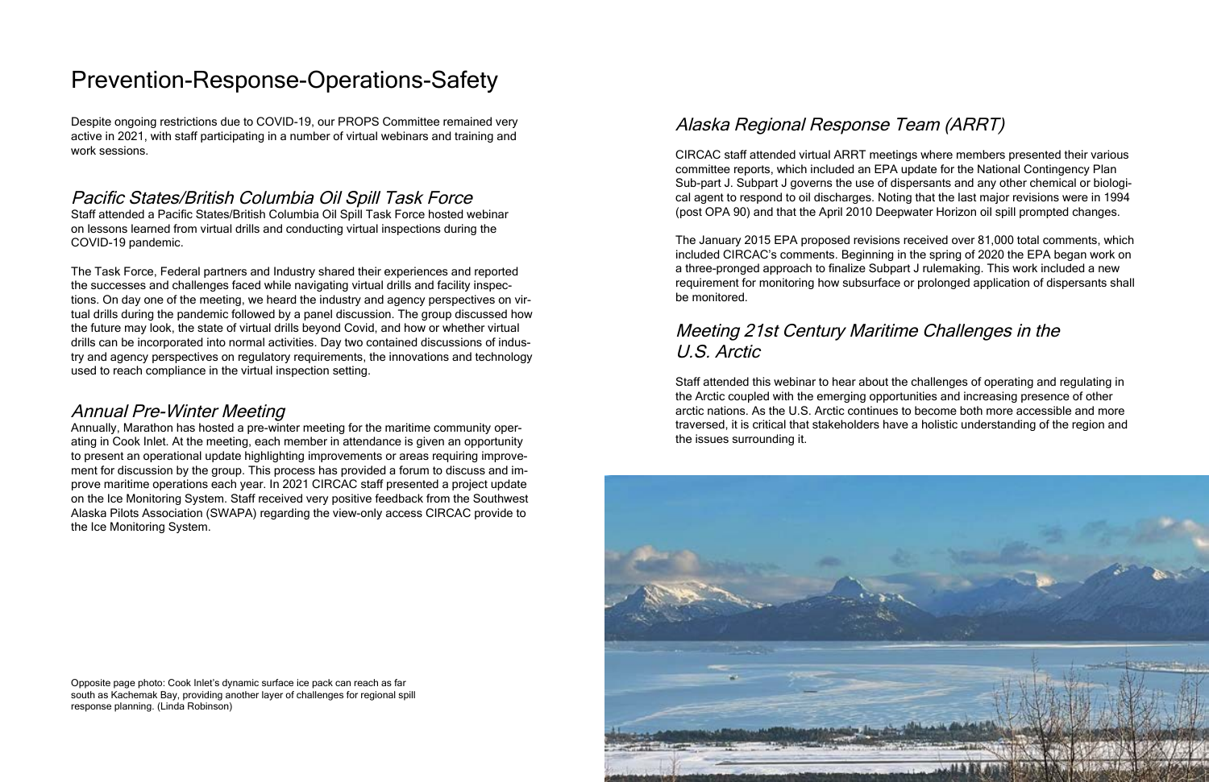# Prevention-Response-Operations-Safety

Despite ongoing restrictions due to COVID-19, our PROPS Committee remained very active in 2021, with staff participating in a number of virtual webinars and training and work sessions.

## *Pacific States/British Columbia Oil Spill Task Force*

Staff attended a Pacific States/British Columbia Oil Spill Task Force hosted webinar on lessons learned from virtual drills and conducting virtual inspections during the COVID-19 pandemic.

The Task Force, Federal partners and Industry shared their experiences and reported the successes and challenges faced while navigating virtual drills and facility inspections. On day one of the meeting, we heard the industry and agency perspectives on virtual drills during the pandemic followed by a panel discussion. The group discussed how the future may look, the state of virtual drills beyond Covid, and how or whether virtual drills can be incorporated into normal activities. Day two contained discussions of industry and agency perspectives on regulatory requirements, the innovations and technology used to reach compliance in the virtual inspection setting.

## *Annual Pre-Winter Meeting*

Annually, Marathon has hosted a pre-winter meeting for the maritime community operating in Cook Inlet. At the meeting, each member in attendance is given an opportunity to present an operational update highlighting improvements or areas requiring improvement for discussion by the group. This process has provided a forum to discuss and improve maritime operations each year. In 2021 CIRCAC staff presented a project update on the Ice Monitoring System. Staff received very positive feedback from the Southwest Alaska Pilots Association (SWAPA) regarding the view-only access CIRCAC provide to the Ice Monitoring System.

Opposite page photo: Cook Inlet's dynamic surface ice pack can reach as far south as Kachemak Bay, providing another layer of challenges for regional spill response planning. (Linda Robinson)

## *Alaska Regional Response Team (ARRT)*

CIRCAC staff attended virtual ARRT meetings where members presented their various committee reports, which included an EPA update for the National Contingency Plan Sub-part J. Subpart J governs the use of dispersants and any other chemical or biological agent to respond to oil discharges. Noting that the last major revisions were in 1994 (post OPA 90) and that the April 2010 Deepwater Horizon oil spill prompted changes.

The January 2015 EPA proposed revisions received over 81,000 total comments, which included CIRCAC's comments. Beginning in the spring of 2020 the EPA began work on a three-pronged approach to finalize Subpart J rulemaking. This work included a new requirement for monitoring how subsurface or prolonged application of dispersants shall be monitored.

## *Meeting 21st Century Maritime Challenges in the U.S. Arctic*

Staff attended this webinar to hear about the challenges of operating and regulating in the Arctic coupled with the emerging opportunities and increasing presence of other arctic nations. As the U.S. Arctic continues to become both more accessible and more traversed, it is critical that stakeholders have a holistic understanding of the region and the issues surrounding it.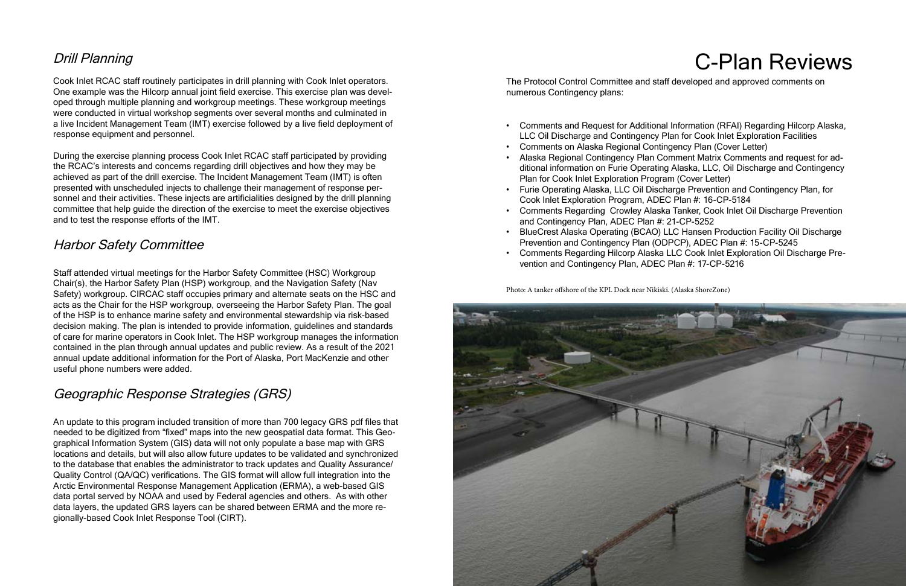## *Drill Planning*

Cook Inlet RCAC staff routinely participates in drill planning with Cook Inlet operators. One example was the Hilcorp annual joint field exercise. This exercise plan was developed through multiple planning and workgroup meetings. These workgroup meetings were conducted in virtual workshop segments over several months and culminated in a live Incident Management Team (IMT) exercise followed by a live field deployment of response equipment and personnel.

During the exercise planning process Cook Inlet RCAC staff participated by providing the RCAC's interests and concerns regarding drill objectives and how they may be achieved as part of the drill exercise. The Incident Management Team (IMT) is often presented with unscheduled injects to challenge their management of response personnel and their activities. These injects are artificialities designed by the drill planning committee that help guide the direction of the exercise to meet the exercise objectives and to test the response efforts of the IMT.

## *Harbor Safety Committee*

Staff attended virtual meetings for the Harbor Safety Committee (HSC) Workgroup Chair(s), the Harbor Safety Plan (HSP) workgroup, and the Navigation Safety (Nav Safety) workgroup. CIRCAC staff occupies primary and alternate seats on the HSC and acts as the Chair for the HSP workgroup, overseeing the Harbor Safety Plan. The goal of the HSP is to enhance marine safety and environmental stewardship via risk-based decision making. The plan is intended to provide information, guidelines and standards of care for marine operators in Cook Inlet. The HSP workgroup manages the information contained in the plan through annual updates and public review. As a result of the 2021 annual update additional information for the Port of Alaska, Port MacKenzie and other useful phone numbers were added.

## *Geographic Response Strategies (GRS)*

An update to this program included transition of more than 700 legacy GRS pdf files that needed to be digitized from "fixed" maps into the new geospatial data format. This Geographical Information System (GIS) data will not only populate a base map with GRS locations and details, but will also allow future updates to be validated and synchronized to the database that enables the administrator to track updates and Quality Assurance/Quality Control (QA/QC) verifications. The GIS format will allow full integration into the Arctic Environmental Response Management Application (ERMA), a web-based GIS data portal served by NOAA and used by Federal agencies and others. As with other data layers, the updated GRS layers can be shared between ERMA and the more regionally-based Cook Inlet Response Tool (CIRT).

# C-Plan Reviews

The Protocol Control Committee and staff developed and approved comments on numerous Contingency plans:

- Comments and Request for Additional Information (RFAI) Regarding Hilcorp Alaska, LLC Oil Discharge and Contingency Plan for Cook Inlet Exploration Facilities
- Comments on Alaska Regional Contingency Plan (Cover Letter)
- Alaska Regional Contingency Plan Comment Matrix Comments and request for additional information on Furie Operating Alaska, LLC, Oil Discharge and Contingency Plan for Cook Inlet Exploration Program (Cover Letter)
- Furie Operating Alaska, LLC Oil Discharge Prevention and Contingency Plan, for Cook Inlet Exploration Program, ADEC Plan #: 16-CP-5184
- Comments Regarding Crowley Alaska Tanker, Cook Inlet Oil Discharge Prevention and Contingency Plan, ADEC Plan #: 21-CP-5252
- BlueCrest Alaska Operating (BCAO) LLC Hansen Production Facility Oil Discharge Prevention and Contingency Plan (ODPCP), ADEC Plan #: 15-CP-5245
- Comments Regarding Hilcorp Alaska LLC Cook Inlet Exploration Oil Discharge Prevention and Contingency Plan, ADEC Plan #: 17-CP-5216

Photo: A tanker offshore of the KPL Dock near Nikiski. (Alaska ShoreZone)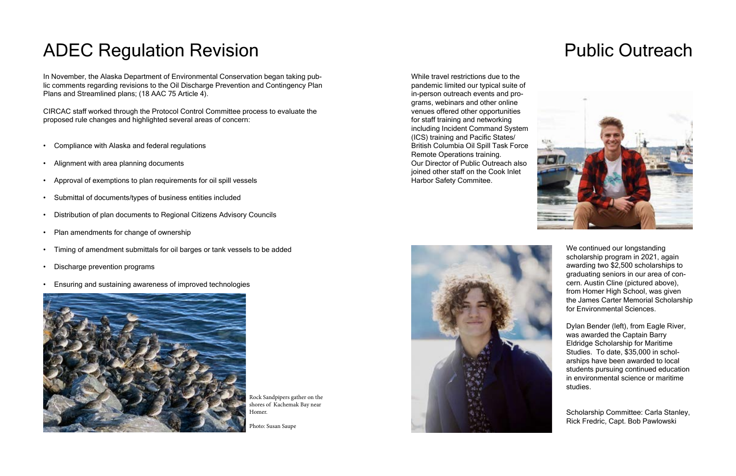# ADEC Regulation Revision

In November, the Alaska Department of Environmental Conservation began taking public comments regarding revisions to the Oil Discharge Prevention and Contingency Plan Plans and Streamlined plans; (18 AAC 75 Article 4).

CIRCAC staff worked through the Protocol Control Committee process to evaluate the proposed rule changes and highlighted several areas of concern:

- Compliance with Alaska and federal regulations
- Alignment with area planning documents
- Approval of exemptions to plan requirements for oil spill vessels
- Submittal of documents/types of business entities included
- Distribution of plan documents to Regional Citizens Advisory Councils
- Plan amendments for change of ownership
- Timing of amendment submittals for oil barges or tank vessels to be added
- Discharge prevention programs
- Ensuring and sustaining awareness of improved technologies

Rock Sandpipers gather on the shores of Kachemak Bay near Homer.

Photo: Susan Saupe

# Public Outreach

While travel restrictions due to the pandemic limited our typical suite of in-person outreach events and programs, webinars and other online venues offered other opportunities for staff training and networking including Incident Command System (ICS) training and Pacific States/ British Columbia Oil Spill Task Force Remote Operations training. Our Director of Public Outreach also joined other staff on the Cook Inlet Harbor Safety Commitee.

We continued our longstanding scholarship program in 2021, again awarding two $2,500 scholarships to graduating seniors in our area of concern. Austin Cline (pictured above), from Homer High School, was given the James Carter Memorial Scholarship for Environmental Sciences.

Dylan Bender (left), from Eagle River, was awarded the Captain Barry Eldridge Scholarship for Maritime Studies. To date, $35,000 in scholarships have been awarded to local students pursuing continued education in environmental science or maritime studies.

Scholarship Committee: Carla Stanley, Rick Fredric, Capt. Bob Pawlowski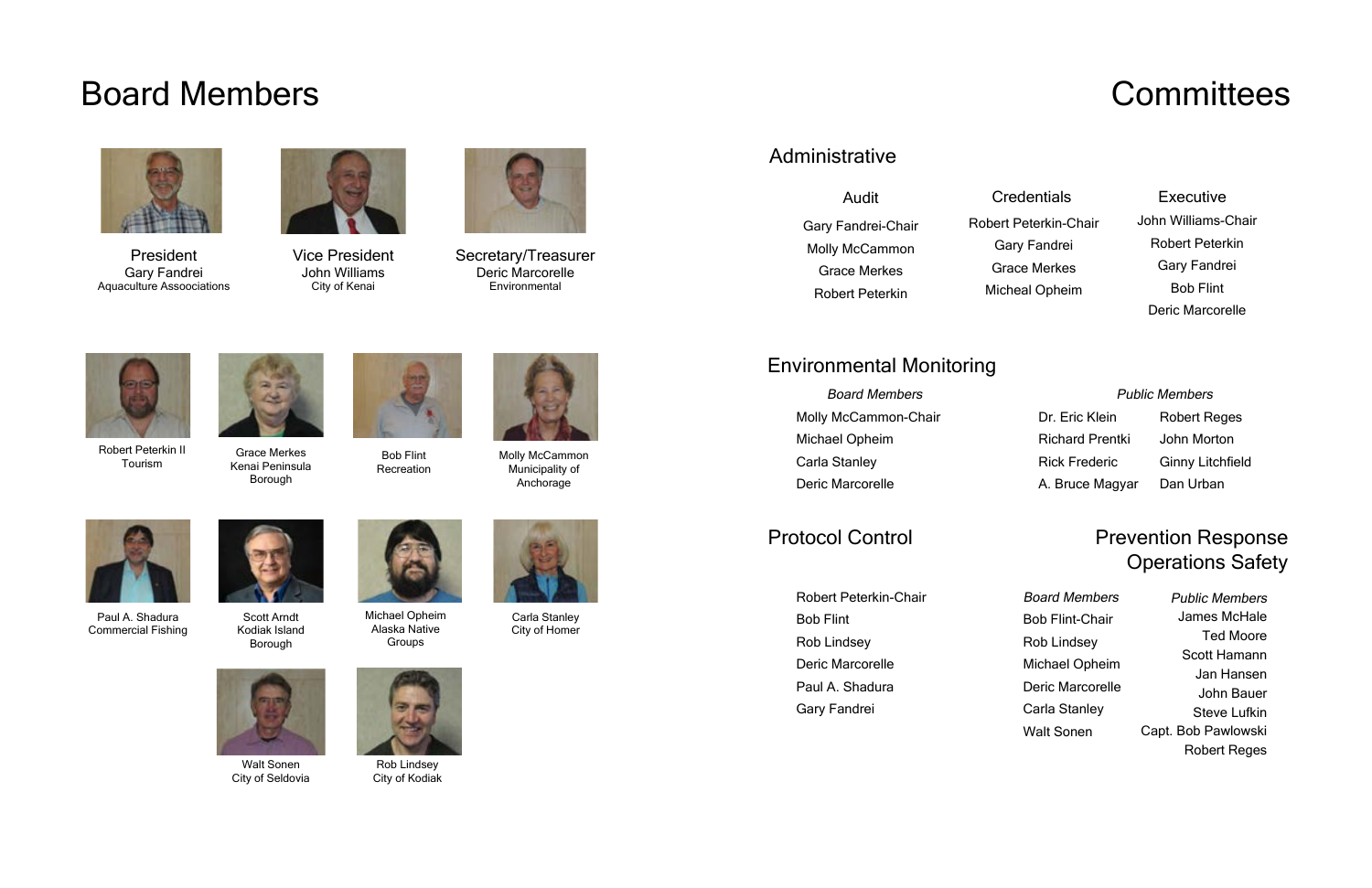# Board Members

**President**
Gary Fandrei
Aquaculture Assoociations

**Vice President**
John Williams
City of Kenai

**Secretary/Treasurer**
Deric Marcorelle
Environmental

Robert Peterkin II
Tourism

Grace Merkes
Kenai Peninsula Borough

Bob Flint
Recreation

Molly McCammon
Municipality of Anchorage

Paul A. Shadura
Commercial Fishing

Scott Arndt
Kodiak Island Borough

Michael Opheim
Alaska Native Groups

Carla Stanley
City of Homer

Walt Sonen
City of Seldovia

Rob Lindsey
City of Kodiak

# Committees

## Administrative

### Audit

- Gary Fandrei-Chair
- Molly McCammon
- Grace Merkes
- Robert Peterkin

### Credentials

- Robert Peterkin-Chair
- Gary Fandrei
- Grace Merkes
- Micheal Opheim

### Executive

- John Williams-Chair
- Robert Peterkin
- Gary Fandrei
- Bob Flint
- Deric Marcorelle

## Environmental Monitoring

*Board Members*

- Molly McCammon-Chair
- Michael Opheim
- Carla Stanley
- Deric Marcorelle

*Public Members*

- Dr. Eric Klein
- Richard Prentki
- Rick Frederic
- A. Bruce Magyar
- Robert Reges
- John Morton
- Ginny Litchfield
- Dan Urban

## Protocol Control

- Robert Peterkin-Chair
- Bob Flint
- Rob Lindsey
- Deric Marcorelle
- Paul A. Shadura
- Gary Fandrei

## Prevention Response Operations Safety

*Board Members*

- Bob Flint-Chair
- Rob Lindsey
- Michael Opheim
- Deric Marcorelle
- Carla Stanley
- Walt Sonen

*Public Members*

- James McHale
- Ted Moore
- Scott Hamann
- Jan Hansen
- John Bauer
- Steve Lufkin
- Capt. Bob Pawlowski
- Robert Reges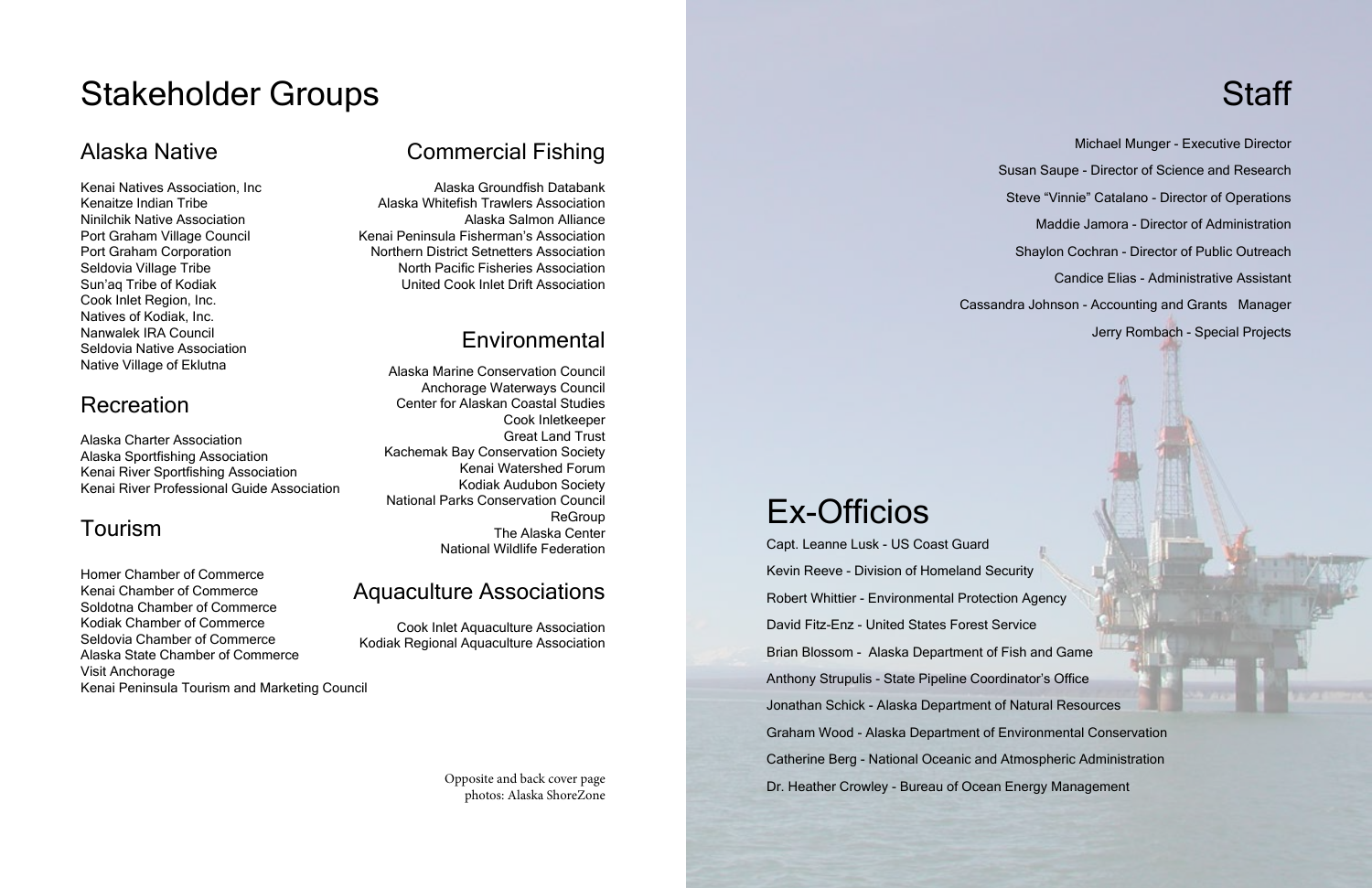# Stakeholder Groups

## Alaska Native

Kenai Natives Association, Inc
Kenaitze Indian Tribe
Ninilchik Native Association
Port Graham Village Council
Port Graham Corporation
Seldovia Village Tribe
Sun'aq Tribe of Kodiak
Cook Inlet Region, Inc.
Natives of Kodiak, Inc.
Nanwalek IRA Council
Seldovia Native Association
Native Village of Eklutna

## Recreation

Alaska Charter Association
Alaska Sportfishing Association
Kenai River Sportfishing Association
Kenai River Professional Guide Association

## Tourism

Homer Chamber of Commerce
Kenai Chamber of Commerce
Soldotna Chamber of Commerce
Kodiak Chamber of Commerce
Seldovia Chamber of Commerce
Alaska State Chamber of Commerce
Visit Anchorage
Kenai Peninsula Tourism and Marketing Council

## Commercial Fishing

Alaska Groundfish Databank
Alaska Whitefish Trawlers Association
Alaska Salmon Alliance
Kenai Peninsula Fisherman's Association
Northern District Setnetters Association
North Pacific Fisheries Association
United Cook Inlet Drift Association

## Environmental

Alaska Marine Conservation Council
Anchorage Waterways Council
Center for Alaskan Coastal Studies
Cook Inletkeeper
Great Land Trust
Kachemak Bay Conservation Society
Kenai Watershed Forum
Kodiak Audubon Society
National Parks Conservation Council
ReGroup
The Alaska Center
National Wildlife Federation

## Aquaculture Associations

Cook Inlet Aquaculture Association
Kodiak Regional Aquaculture Association

Opposite and back cover page photos: Alaska ShoreZone

# Staff

Michael Munger - Executive Director
Susan Saupe - Director of Science and Research
Steve "Vinnie" Catalano - Director of Operations
Maddie Jamora - Director of Administration
Shaylon Cochran - Director of Public Outreach
Candice Elias - Administrative Assistant
Cassandra Johnson - Accounting and Grants Manager
Jerry Rombach - Special Projects

# Ex-Officios

Capt. Leanne Lusk - US Coast Guard
Kevin Reeve - Division of Homeland Security
Robert Whittier - Environmental Protection Agency
David Fitz-Enz - United States Forest Service
Brian Blossom - Alaska Department of Fish and Game
Anthony Strupulis - State Pipeline Coordinator's Office
Jonathan Schick - Alaska Department of Natural Resources
Graham Wood - Alaska Department of Environmental Conservation
Catherine Berg - National Oceanic and Atmospheric Administration
Dr. Heather Crowley - Bureau of Ocean Energy Management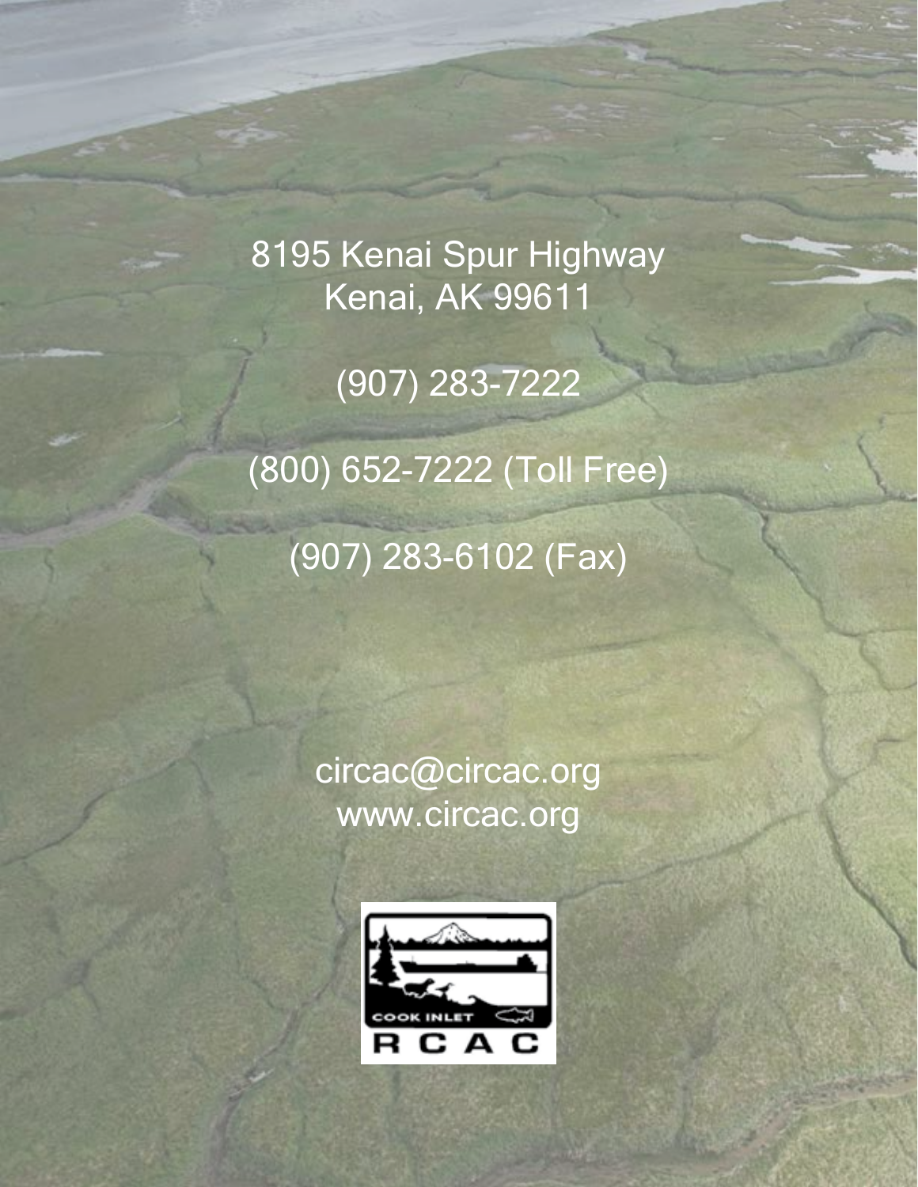8195 Kenai Spur Highway
Kenai, AK 99611

(907) 283-7222

(800) 652-7222 (Toll Free)

(907) 283-6102 (Fax)

circac@circac.org
www.circac.org